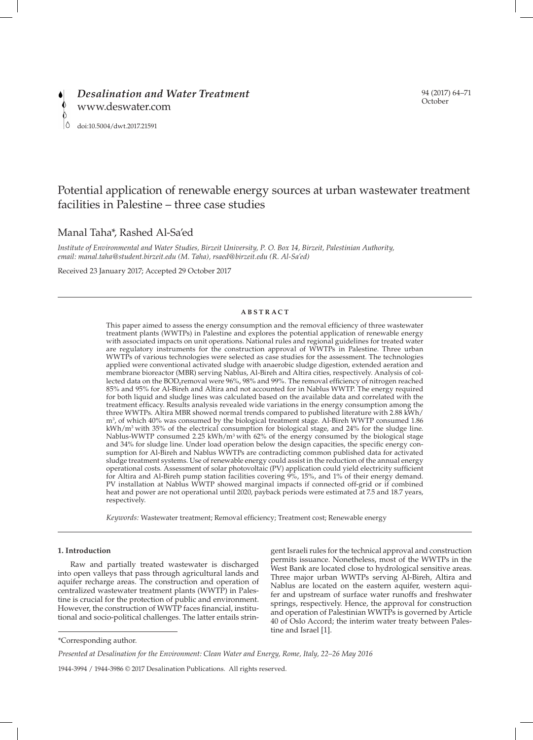# Potential application of renewable energy sources at urban wastewater treatment facilities in Palestine – three case studies

Manal Taha*, Rashed Al-Sa'ed

*Institute of Environmental and Water Studies, Birzeit University, P. O. Box 14, Birzeit, Palestinian Authority, email: manal.taha@student.birzeit.edu (M. Taha), rsaed@birzeit.edu (R. Al-Sa'ed)*

Received 23 January 2017; Accepted 29 October 2017

## ABSTRACT

This paper aimed to assess the energy consumption and the removal efficiency of three wastewater treatment plants (WWTPs) in Palestine and explores the potential application of renewable energy with associated impacts on unit operations. National rules and regional guidelines for treated water are regulatory instruments for the construction approval of WWTPs in Palestine. Three urban WWTPs of various technologies were selected as case studies for the assessment. The technologies applied were conventional activated sludge with anaerobic sludge digestion, extended aeration and membrane bioreactor (MBR) serving Nablus, Al-Bireh and Altira cities, respectively. Analysis of collected data on the $BOD_5$removal were 96%, 98% and 99%. The removal efficiency of nitrogen reached 85% and 95% for Al-Bireh and Altira and not accounted for in Nablus WWTP. The energy required for both liquid and sludge lines was calculated based on the available data and correlated with the treatment efficacy. Results analysis revealed wide variations in the energy consumption among the three WWTPs. Altira MBR showed normal trends compared to published literature with 2.88 kWh/$m^3$, of which 40% was consumed by the biological treatment stage. Al-Bireh WWTP consumed 1.86 kWh/$m^3$ with 35% of the electrical consumption for biological stage, and 24% for the sludge line. Nablus-WWTP consumed 2.25 kWh/$m^3$ with 62% of the energy consumed by the biological stage and 34% for sludge line. Under load operation below the design capacities, the specific energy consumption for Al-Bireh and Nablus WWTPs are contradicting common published data for activated sludge treatment systems. Use of renewable energy could assist in the reduction of the annual energy operational costs. Assessment of solar photovoltaic (PV) application could yield electricity sufficient for Altira and Al-Bireh pump station facilities covering 9%, 15%, and 1% of their energy demand. PV installation at Nablus WWTP showed marginal impacts if connected off-grid or if combined heat and power are not operational until 2020, payback periods were estimated at 7.5 and 18.7 years, respectively.

*Keywords:* Wastewater treatment; Removal efficiency; Treatment cost; Renewable energy

## 1. Introduction

Raw and partially treated wastewater is discharged into open valleys that pass through agricultural lands and aquifer recharge areas. The construction and operation of centralized wastewater treatment plants (WWTP) in Palestine is crucial for the protection of public and environment. However, the construction of WWTP faces financial, institutional and socio-political challenges. The latter entails stringent Israeli rules for the technical approval and construction permits issuance. Nonetheless, most of the WWTPs in the West Bank are located close to hydrological sensitive areas. Three major urban WWTPs serving Al-Bireh, Altira and Nablus are located on the eastern aquifer, western aquifer and upstream of surface water runoffs and freshwater springs, respectively. Hence, the approval for construction and operation of Palestinian WWTPs is governed by Article 40 of Oslo Accord; the interim water treaty between Palestine and Israel [1].

*Corresponding author.

*Presented at Desalination for the Environment: Clean Water and Energy, Rome, Italy, 22–26 May 2016*

1944-3994 / 1944-3986 © 2017 Desalination Publications. All rights reserved.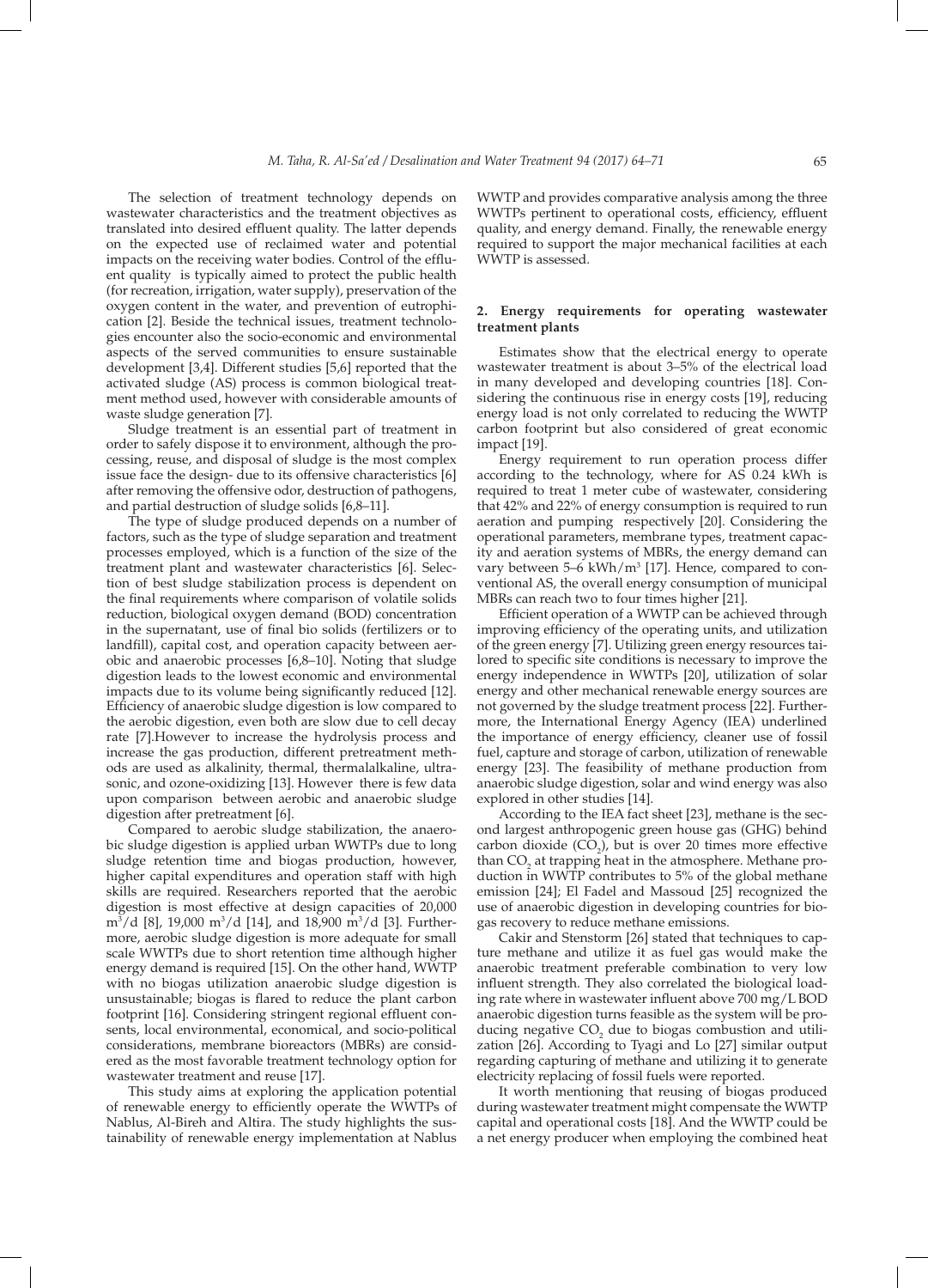The selection of treatment technology depends on wastewater characteristics and the treatment objectives as translated into desired effluent quality. The latter depends on the expected use of reclaimed water and potential impacts on the receiving water bodies. Control of the effluent quality is typically aimed to protect the public health (for recreation, irrigation, water supply), preservation of the oxygen content in the water, and prevention of eutrophication [2]. Beside the technical issues, treatment technologies encounter also the socio-economic and environmental aspects of the served communities to ensure sustainable development [3,4]. Different studies [5,6] reported that the activated sludge (AS) process is common biological treatment method used, however with considerable amounts of waste sludge generation [7].

Sludge treatment is an essential part of treatment in order to safely dispose it to environment, although the processing, reuse, and disposal of sludge is the most complex issue face the design- due to its offensive characteristics [6] after removing the offensive odor, destruction of pathogens, and partial destruction of sludge solids [6,8–11].

The type of sludge produced depends on a number of factors, such as the type of sludge separation and treatment processes employed, which is a function of the size of the treatment plant and wastewater characteristics [6]. Selection of best sludge stabilization process is dependent on the final requirements where comparison of volatile solids reduction, biological oxygen demand (BOD) concentration in the supernatant, use of final bio solids (fertilizers or to landfill), capital cost, and operation capacity between aerobic and anaerobic processes [6,8–10]. Noting that sludge digestion leads to the lowest economic and environmental impacts due to its volume being significantly reduced [12]. Efficiency of anaerobic sludge digestion is low compared to the aerobic digestion, even both are slow due to cell decay rate [7].However to increase the hydrolysis process and increase the gas production, different pretreatment methods are used as alkalinity, thermal, thermalalkaline, ultrasonic, and ozone-oxidizing [13]. However there is few data upon comparison between aerobic and anaerobic sludge digestion after pretreatment [6].

Compared to aerobic sludge stabilization, the anaerobic sludge digestion is applied urban WWTPs due to long sludge retention time and biogas production, however, higher capital expenditures and operation staff with high skills are required. Researchers reported that the aerobic digestion is most effective at design capacities of 20,000 $m^3$/d [8], 19,000 $m^3$/d [14], and 18,900 $m^3$/d [3]. Furthermore, aerobic sludge digestion is more adequate for small scale WWTPs due to short retention time although higher energy demand is required [15]. On the other hand, WWTP with no biogas utilization anaerobic sludge digestion is unsustainable; biogas is flared to reduce the plant carbon footprint [16]. Considering stringent regional effluent consents, local environmental, economical, and socio-political considerations, membrane bioreactors (MBRs) are considered as the most favorable treatment technology option for wastewater treatment and reuse [17].

This study aims at exploring the application potential of renewable energy to efficiently operate the WWTPs of Nablus, Al-Bireh and Altira. The study highlights the sustainability of renewable energy implementation at Nablus WWTP and provides comparative analysis among the three WWTPs pertinent to operational costs, efficiency, effluent quality, and energy demand. Finally, the renewable energy required to support the major mechanical facilities at each WWTP is assessed.

## 2. Energy requirements for operating wastewater treatment plants

Estimates show that the electrical energy to operate wastewater treatment is about 3–5% of the electrical load in many developed and developing countries [18]. Considering the continuous rise in energy costs [19], reducing energy load is not only correlated to reducing the WWTP carbon footprint but also considered of great economic impact [19].

Energy requirement to run operation process differ according to the technology, where for AS 0.24 kWh is required to treat 1 meter cube of wastewater, considering that 42% and 22% of energy consumption is required to run aeration and pumping respectively [20]. Considering the operational parameters, membrane types, treatment capacity and aeration systems of MBRs, the energy demand can vary between 5–6 kWh/$m^3$ [17]. Hence, compared to conventional AS, the overall energy consumption of municipal MBRs can reach two to four times higher [21].

Efficient operation of a WWTP can be achieved through improving efficiency of the operating units, and utilization of the green energy [7]. Utilizing green energy resources tailored to specific site conditions is necessary to improve the energy independence in WWTPs [20], utilization of solar energy and other mechanical renewable energy sources are not governed by the sludge treatment process [22]. Furthermore, the International Energy Agency (IEA) underlined the importance of energy efficiency, cleaner use of fossil fuel, capture and storage of carbon, utilization of renewable energy [23]. The feasibility of methane production from anaerobic sludge digestion, solar and wind energy was also explored in other studies [14].

According to the IEA fact sheet [23], methane is the second largest anthropogenic green house gas (GHG) behind carbon dioxide ($CO_2$), but is over 20 times more effective than $CO_2$ at trapping heat in the atmosphere. Methane production in WWTP contributes to 5% of the global methane emission [24]; El Fadel and Massoud [25] recognized the use of anaerobic digestion in developing countries for biogas recovery to reduce methane emissions.

Cakir and Stenstorm [26] stated that techniques to capture methane and utilize it as fuel gas would make the anaerobic treatment preferable combination to very low influent strength. They also correlated the biological loading rate where in wastewater influent above 700 mg/L BOD anaerobic digestion turns feasible as the system will be producing negative $CO_2$ due to biogas combustion and utilization [26]. According to Tyagi and Lo [27] similar output regarding capturing of methane and utilizing it to generate electricity replacing of fossil fuels were reported.

It worth mentioning that reusing of biogas produced during wastewater treatment might compensate the WWTP capital and operational costs [18]. And the WWTP could be a net energy producer when employing the combined heat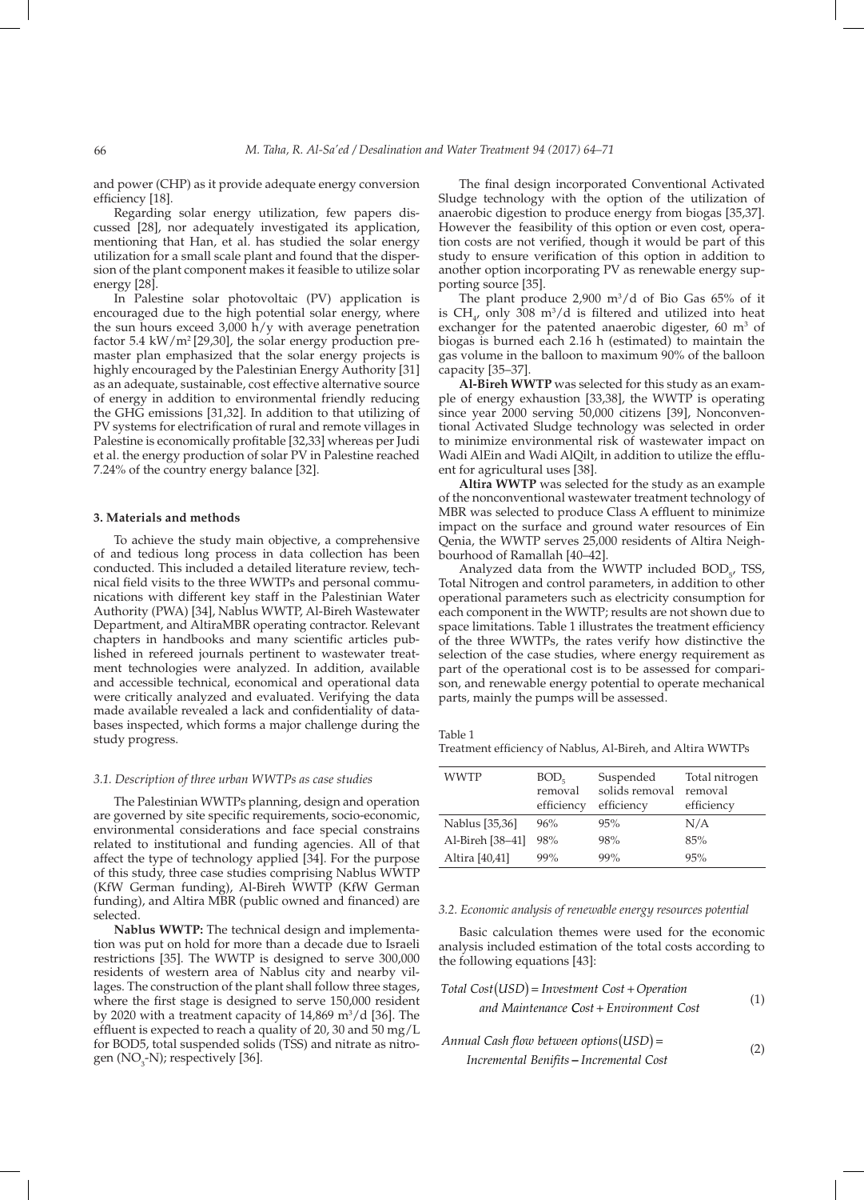and power (CHP) as it provide adequate energy conversion efficiency [18].

Regarding solar energy utilization, few papers discussed [28], nor adequately investigated its application, mentioning that Han, et al. has studied the solar energy utilization for a small scale plant and found that the dispersion of the plant component makes it feasible to utilize solar energy [28].

In Palestine solar photovoltaic (PV) application is encouraged due to the high potential solar energy, where the sun hours exceed 3,000 h/y with average penetration factor 5.4 kW/m$^2$ [29,30], the solar energy production premaster plan emphasized that the solar energy projects is highly encouraged by the Palestinian Energy Authority [31] as an adequate, sustainable, cost effective alternative source of energy in addition to environmental friendly reducing the GHG emissions [31,32]. In addition to that utilizing of PV systems for electrification of rural and remote villages in Palestine is economically profitable [32,33] whereas per Judi et al. the energy production of solar PV in Palestine reached 7.24% of the country energy balance [32].

## 3. Materials and methods

To achieve the study main objective, a comprehensive of and tedious long process in data collection has been conducted. This included a detailed literature review, technical field visits to the three WWTPs and personal communications with different key staff in the Palestinian Water Authority (PWA) [34], Nablus WWTP, Al-Bireh Wastewater Department, and AltiraMBR operating contractor. Relevant chapters in handbooks and many scientific articles published in refereed journals pertinent to wastewater treatment technologies were analyzed. In addition, available and accessible technical, economical and operational data were critically analyzed and evaluated. Verifying the data made available revealed a lack and confidentiality of databases inspected, which forms a major challenge during the study progress.

### 3.1. Description of three urban WWTPs as case studies

The Palestinian WWTPs planning, design and operation are governed by site specific requirements, socio-economic, environmental considerations and face special constrains related to institutional and funding agencies. All of that affect the type of technology applied [34]. For the purpose of this study, three case studies comprising Nablus WWTP (KfW German funding), Al-Bireh WWTP (KfW German funding), and Altira MBR (public owned and financed) are selected.

**Nablus WWTP:** The technical design and implementation was put on hold for more than a decade due to Israeli restrictions [35]. The WWTP is designed to serve 300,000 residents of western area of Nablus city and nearby villages. The construction of the plant shall follow three stages, where the first stage is designed to serve 150,000 resident by 2020 with a treatment capacity of 14,869 m$^3$/d [36]. The effluent is expected to reach a quality of 20, 30 and 50 mg/L for BOD5, total suspended solids (TSS) and nitrate as nitrogen ($NO_3$-N); respectively [36].

The final design incorporated Conventional Activated Sludge technology with the option of the utilization of anaerobic digestion to produce energy from biogas [35,37]. However the feasibility of this option or even cost, operation costs are not verified, though it would be part of this study to ensure verification of this option in addition to another option incorporating PV as renewable energy supporting source [35].

The plant produce 2,900 m$^3$/d of Bio Gas 65% of it is $CH_4$, only 308 m$^3$/d is filtered and utilized into heat exchanger for the patented anaerobic digester, 60 m$^3$ of biogas is burned each 2.16 h (estimated) to maintain the gas volume in the balloon to maximum 90% of the balloon capacity [35–37].

**Al-Bireh WWTP** was selected for this study as an example of energy exhaustion [33,38], the WWTP is operating since year 2000 serving 50,000 citizens [39], Nonconventional Activated Sludge technology was selected in order to minimize environmental risk of wastewater impact on Wadi AlEin and Wadi AlQilt, in addition to utilize the effluent for agricultural uses [38].

**Altira WWTP** was selected for the study as an example of the nonconventional wastewater treatment technology of MBR was selected to produce Class A effluent to minimize impact on the surface and ground water resources of Ein Qenia, the WWTP serves 25,000 residents of Altira Neighbourhood of Ramallah [40–42].

Analyzed data from the WWTP included $BOD_5$, TSS, Total Nitrogen and control parameters, in addition to other operational parameters such as electricity consumption for each component in the WWTP; results are not shown due to space limitations. Table 1 illustrates the treatment efficiency of the three WWTPs, the rates verify how distinctive the selection of the case studies, where energy requirement as part of the operational cost is to be assessed for comparison, and renewable energy potential to operate mechanical parts, mainly the pumps will be assessed.

Table 1
Treatment efficiency of Nablus, Al-Bireh, and Altira WWTPs

| WWTP | $BOD_5$ removal efficiency | Suspended solids removal efficiency | Total nitrogen removal efficiency |
|---|---|---|---|
| Nablus [35,36] | 96% | 95% | N/A |
| Al-Bireh [38–41] | 98% | 98% | 85% |
| Altira [40,41] | 99% | 99% | 95% |

### 3.2. Economic analysis of renewable energy resources potential

Basic calculation themes were used for the economic analysis included estimation of the total costs according to the following equations [43]:

$$Total\ Cost(USD) = Investment\ Cost + Operation\ and\ Maintenance\ Cost + Environment\ Cost \tag{1}$$

$$Annual\ Cash\ flow\ between\ options(USD) = Incremental\ Benifits - Incremental\ Cost \tag{2}$$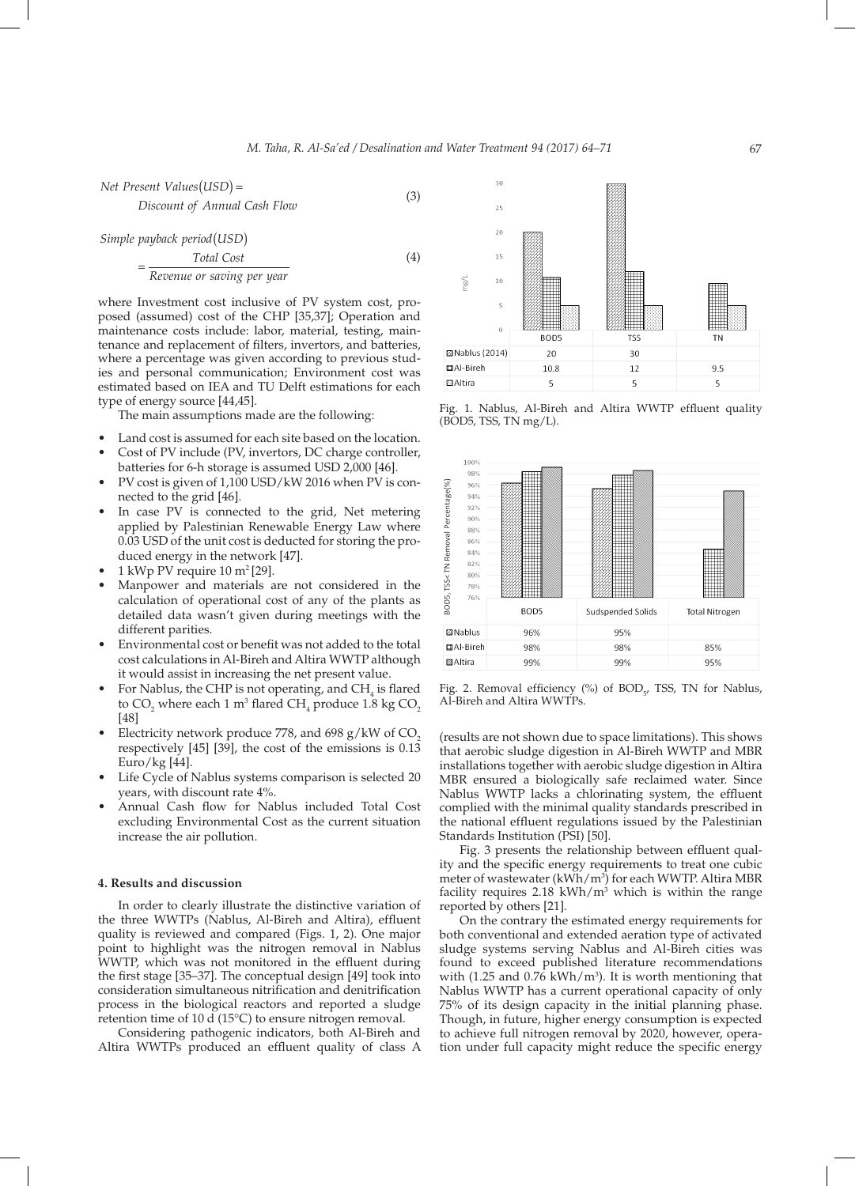$$Net\ Present\ Values(USD) = Discount\ of\ Annual\ Cash\ Flow \tag{3}$$

$$Simple\ payback\ period(USD) = \frac{Total\ Cost}{Revenue\ or\ saving\ per\ year} \tag{4}$$

where Investment cost inclusive of PV system cost, proposed (assumed) cost of the CHP [35,37]; Operation and maintenance costs include: labor, material, testing, maintenance and replacement of filters, invertors, and batteries, where a percentage was given according to previous studies and personal communication; Environment cost was estimated based on IEA and TU Delft estimations for each type of energy source [44,45].

The main assumptions made are the following:

- Land cost is assumed for each site based on the location.
- Cost of PV include (PV, invertors, DC charge controller, batteries for 6-h storage is assumed USD 2,000 [46].
- PV cost is given of 1,100 USD/kW 2016 when PV is connected to the grid [46].
- In case PV is connected to the grid, Net metering applied by Palestinian Renewable Energy Law where 0.03 USD of the unit cost is deducted for storing the produced energy in the network [47].
- 1 kWp PV require 10 m$^2$ [29].
- Manpower and materials are not considered in the calculation of operational cost of any of the plants as detailed data wasn't given during meetings with the different parities.
- Environmental cost or benefit was not added to the total cost calculations in Al-Bireh and Altira WWTP although it would assist in increasing the net present value.
- For Nablus, the CHP is not operating, and $CH_4$ is flared to $CO_2$ where each 1 m$^3$ flared $CH_4$ produce 1.8 kg $CO_2$ [48]
- Electricity network produce 778, and 698 g/kW of $CO_2$ respectively [45] [39], the cost of the emissions is 0.13 Euro/kg [44].
- Life Cycle of Nablus systems comparison is selected 20 years, with discount rate 4%.
- Annual Cash flow for Nablus included Total Cost excluding Environmental Cost as the current situation increase the air pollution.

## 4. Results and discussion

In order to clearly illustrate the distinctive variation of the three WWTPs (Nablus, Al-Bireh and Altira), effluent quality is reviewed and compared (Figs. 1, 2). One major point to highlight was the nitrogen removal in Nablus WWTP, which was not monitored in the effluent during the first stage [35–37]. The conceptual design [49] took into consideration simultaneous nitrification and denitrification process in the biological reactors and reported a sludge retention time of 10 d (15°C) to ensure nitrogen removal.

Considering pathogenic indicators, both Al-Bireh and Altira WWTPs produced an effluent quality of class A (results are not shown due to space limitations). This shows that aerobic sludge digestion in Al-Bireh WWTP and MBR installations together with aerobic sludge digestion in Altira MBR ensured a biologically safe reclaimed water. Since Nablus WWTP lacks a chlorinating system, the effluent complied with the minimal quality standards prescribed in the national effluent regulations issued by the Palestinian Standards Institution (PSI) [50].

Fig. 3 presents the relationship between effluent quality and the specific energy requirements to treat one cubic meter of wastewater (kWh/m$^3$) for each WWTP. Altira MBR facility requires 2.18 kWh/m$^3$ which is within the range reported by others [21].

On the contrary the estimated energy requirements for both conventional and extended aeration type of activated sludge systems serving Nablus and Al-Bireh cities was found to exceed published literature recommendations with (1.25 and 0.76 kWh/m$^3$). It is worth mentioning that Nablus WWTP has a current operational capacity of only 75% of its design capacity in the initial planning phase. Though, in future, higher energy consumption is expected to achieve full nitrogen removal by 2020, however, operation under full capacity might reduce the specific energy

| | BOD5 | TSS | TN |
|---|---|---|---|
| Nablus (2014) | 20 | 30 | |
| Al-Bireh | 10.8 | 12 | 9.5 |
| Altira | 5 | 5 | 5 |

Fig. 1. Nablus, Al-Bireh and Altira WWTP effluent quality (BOD5, TSS, TN mg/L).

| | BOD5 | Sudspended Solids | Total Nitrogen |
|---|---|---|---|
| Nablus | 96% | 95% | |
| Al-Bireh | 98% | 98% | 85% |
| Altira | 99% | 99% | 95% |

Fig. 2. Removal efficiency (%) of $BOD_5$, TSS, TN for Nablus, Al-Bireh and Altira WWTPs.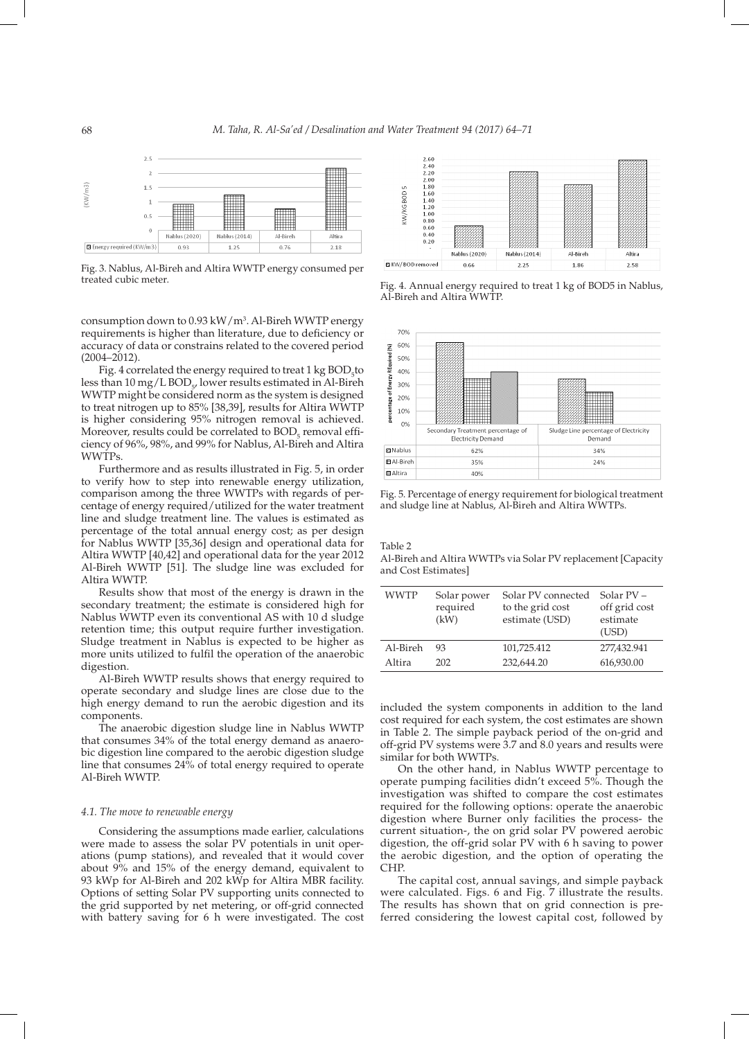Fig. 3. Nablus, Al-Bireh and Altira WWTP energy consumed per treated cubic meter.

consumption down to 0.93 kW/m$^3$. Al-Bireh WWTP energy requirements is higher than literature, due to deficiency or accuracy of data or constrains related to the covered period (2004–2012).

Fig. 4 correlated the energy required to treat 1 kg $BOD_5$ to less than 10 mg/L $BOD_5$, lower results estimated in Al-Bireh WWTP might be considered norm as the system is designed to treat nitrogen up to 85% [38,39], results for Altira WWTP is higher considering 95% nitrogen removal is achieved. Moreover, results could be correlated to $BOD_5$ removal efficiency of 96%, 98%, and 99% for Nablus, Al-Bireh and Altira WWTPs.

Furthermore and as results illustrated in Fig. 5, in order to verify how to step into renewable energy utilization, comparison among the three WWTPs with regards of percentage of energy required/utilized for the water treatment line and sludge treatment line. The values is estimated as percentage of the total annual energy cost; as per design for Nablus WWTP [35,36] design and operational data for Altira WWTP [40,42] and operational data for the year 2012 Al-Bireh WWTP [51]. The sludge line was excluded for Altira WWTP.

Results show that most of the energy is drawn in the secondary treatment; the estimate is considered high for Nablus WWTP even its conventional AS with 10 d sludge retention time; this output require further investigation. Sludge treatment in Nablus is expected to be higher as more units utilized to fulfil the operation of the anaerobic digestion.

Al-Bireh WWTP results shows that energy required to operate secondary and sludge lines are close due to the high energy demand to run the aerobic digestion and its components.

The anaerobic digestion sludge line in Nablus WWTP that consumes 34% of the total energy demand as anaerobic digestion line compared to the aerobic digestion sludge line that consumes 24% of total energy required to operate Al-Bireh WWTP.

### 4.1. The move to renewable energy

Considering the assumptions made earlier, calculations were made to assess the solar PV potentials in unit operations (pump stations), and revealed that it would cover about 9% and 15% of the energy demand, equivalent to 93 kWp for Al-Bireh and 202 kWp for Altira MBR facility. Options of setting Solar PV supporting units connected to the grid supported by net metering, or off-grid connected with battery saving for 6 h were investigated. The cost

Fig. 4. Annual energy required to treat 1 kg of BOD5 in Nablus, Al-Bireh and Altira WWTP.

Fig. 5. Percentage of energy requirement for biological treatment and sludge line at Nablus, Al-Bireh and Altira WWTPs.

Table 2
Al-Bireh and Altira WWTPs via Solar PV replacement [Capacity and Cost Estimates]

| WWTP | Solar power required (kW) | Solar PV connected to the grid cost estimate (USD) | Solar PV – off grid cost estimate (USD) |
|---|---|---|---|
| Al-Bireh | 93 | 101,725.412 | 277,432.941 |
| Altira | 202 | 232,644.20 | 616,930.00 |

included the system components in addition to the land cost required for each system, the cost estimates are shown in Table 2. The simple payback period of the on-grid and off-grid PV systems were 3.7 and 8.0 years and results were similar for both WWTPs.

On the other hand, in Nablus WWTP percentage to operate pumping facilities didn't exceed 5%. Though the investigation was shifted to compare the cost estimates required for the following options: operate the anaerobic digestion where Burner only facilities the process- the current situation-, the on grid solar PV powered aerobic digestion, the off-grid solar PV with 6 h saving to power the aerobic digestion, and the option of operating the CHP.

The capital cost, annual savings, and simple payback were calculated. Figs. 6 and Fig. 7 illustrate the results. The results has shown that on grid connection is preferred considering the lowest capital cost, followed by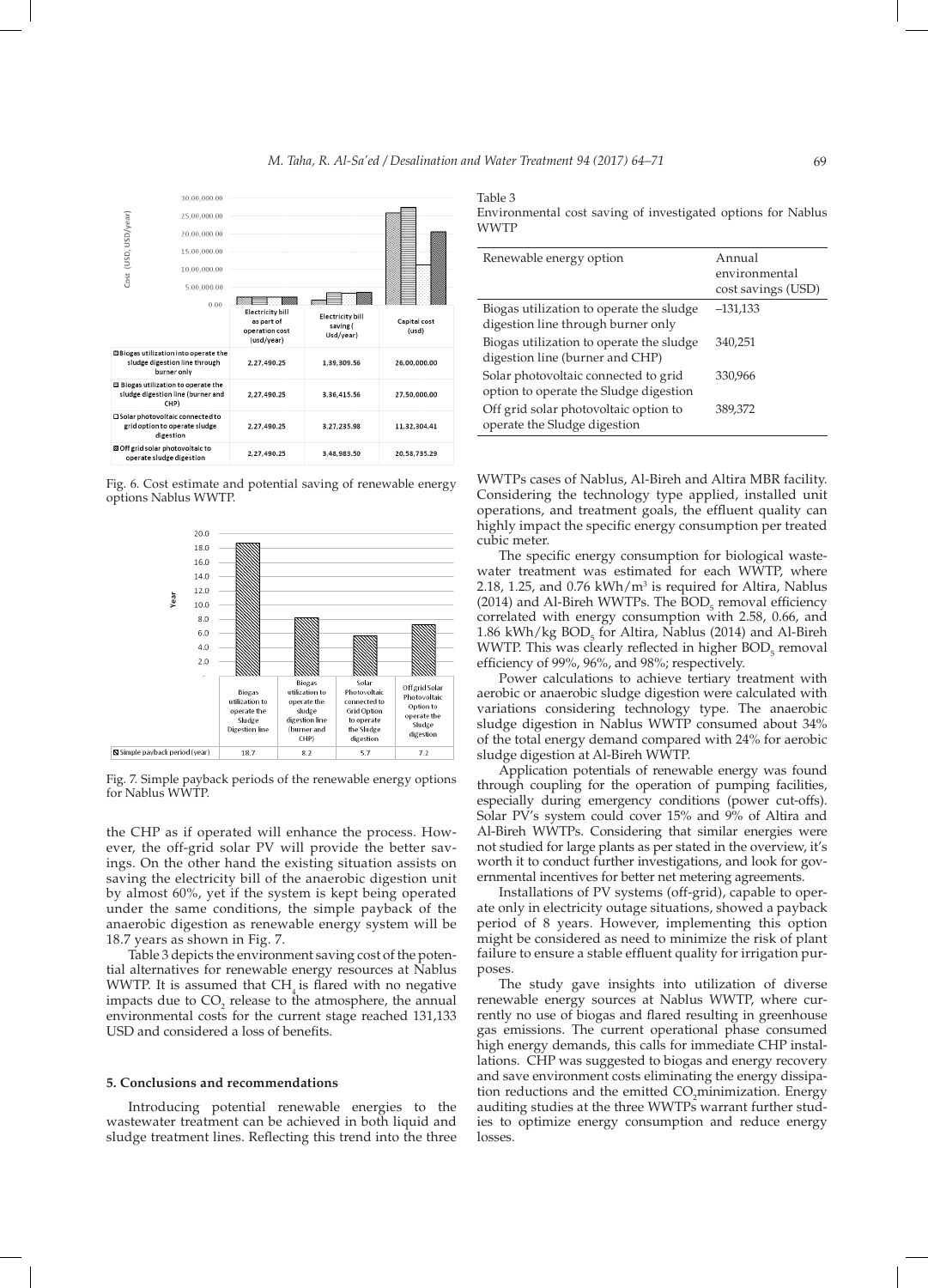| | Electricity bill as part of operation cost (usd/year) | Electricity bill saving (Usd/year) | Capital cost (usd) |
|---|---|---|---|
| Biogas utilization into operate the sludge digestion line through burner only | 2,27,490.25 | 1,39,309.56 | 26,00,000.00 |
| Biogas utilization to operate the sludge digestion line (burner and CHP) | 2,27,490.25 | 3,36,415.56 | 27,50,000.00 |
| Solar photovoltaic connected to grid option to operate sludge digestion | 2,27,490.25 | 3,27,235.98 | 11,32,304.41 |
| Off grid solar photovoltaic to operate sludge digestion | 2,27,490.25 | 3,48,983.50 | 20,58,735.29 |

Fig. 6. Cost estimate and potential saving of renewable energy options Nablus WWTP.

| | Biogas utilization to operate the Sludge Digestion line | Biogas utilization to operate the sludge digestion line (burner and CHP) | Solar Photovoltaic connected to Grid Option to operate the Sludge digestion | Off grid Solar Photovoltaic Option to operate the Sludge digestion |
|---|---|---|---|---|
| Simple payback period (year) | 18.7 | 8.2 | 5.7 | 7.2 |

Fig. 7. Simple payback periods of the renewable energy options for Nablus WWTP.

the CHP as if operated will enhance the process. However, the off-grid solar PV will provide the better savings. On the other hand the existing situation assists on saving the electricity bill of the anaerobic digestion unit by almost 60%, yet if the system is kept being operated under the same conditions, the simple payback of the anaerobic digestion as renewable energy system will be 18.7 years as shown in Fig. 7.

Table 3 depicts the environment saving cost of the potential alternatives for renewable energy resources at Nablus WWTP. It is assumed that $CH_4$ is flared with no negative impacts due to $CO_2$ release to the atmosphere, the annual environmental costs for the current stage reached 131,133 USD and considered a loss of benefits.

## 5. Conclusions and recommendations

Introducing potential renewable energies to the wastewater treatment can be achieved in both liquid and sludge treatment lines. Reflecting this trend into the three

Table 3
Environmental cost saving of investigated options for Nablus WWTP

| Renewable energy option | Annual environmental cost savings (USD) |
|---|---|
| Biogas utilization to operate the sludge digestion line through burner only | –131,133 |
| Biogas utilization to operate the sludge digestion line (burner and CHP) | 340,251 |
| Solar photovoltaic connected to grid option to operate the Sludge digestion | 330,966 |
| Off grid solar photovoltaic option to operate the Sludge digestion | 389,372 |

WWTPs cases of Nablus, Al-Bireh and Altira MBR facility. Considering the technology type applied, installed unit operations, and treatment goals, the effluent quality can highly impact the specific energy consumption per treated cubic meter.

The specific energy consumption for biological wastewater treatment was estimated for each WWTP, where 2.18, 1.25, and 0.76 kWh/m$^3$ is required for Altira, Nablus (2014) and Al-Bireh WWTPs. The $BOD_5$ removal efficiency correlated with energy consumption with 2.58, 0.66, and 1.86 kWh/kg $BOD_5$ for Altira, Nablus (2014) and Al-Bireh WWTP. This was clearly reflected in higher $BOD_5$ removal efficiency of 99%, 96%, and 98%; respectively.

Power calculations to achieve tertiary treatment with aerobic or anaerobic sludge digestion were calculated with variations considering technology type. The anaerobic sludge digestion in Nablus WWTP consumed about 34% of the total energy demand compared with 24% for aerobic sludge digestion at Al-Bireh WWTP.

Application potentials of renewable energy was found through coupling for the operation of pumping facilities, especially during emergency conditions (power cut-offs). Solar PV's system could cover 15% and 9% of Altira and Al-Bireh WWTPs. Considering that similar energies were not studied for large plants as per stated in the overview, it's worth it to conduct further investigations, and look for governmental incentives for better net metering agreements.

Installations of PV systems (off-grid), capable to operate only in electricity outage situations, showed a payback period of 8 years. However, implementing this option might be considered as need to minimize the risk of plant failure to ensure a stable effluent quality for irrigation purposes.

The study gave insights into utilization of diverse renewable energy sources at Nablus WWTP, where currently no use of biogas and flared resulting in greenhouse gas emissions. The current operational phase consumed high energy demands, this calls for immediate CHP installations. CHP was suggested to biogas and energy recovery and save environment costs eliminating the energy dissipation reductions and the emitted $CO_2$minimization. Energy auditing studies at the three WWTPs warrant further studies to optimize energy consumption and reduce energy losses.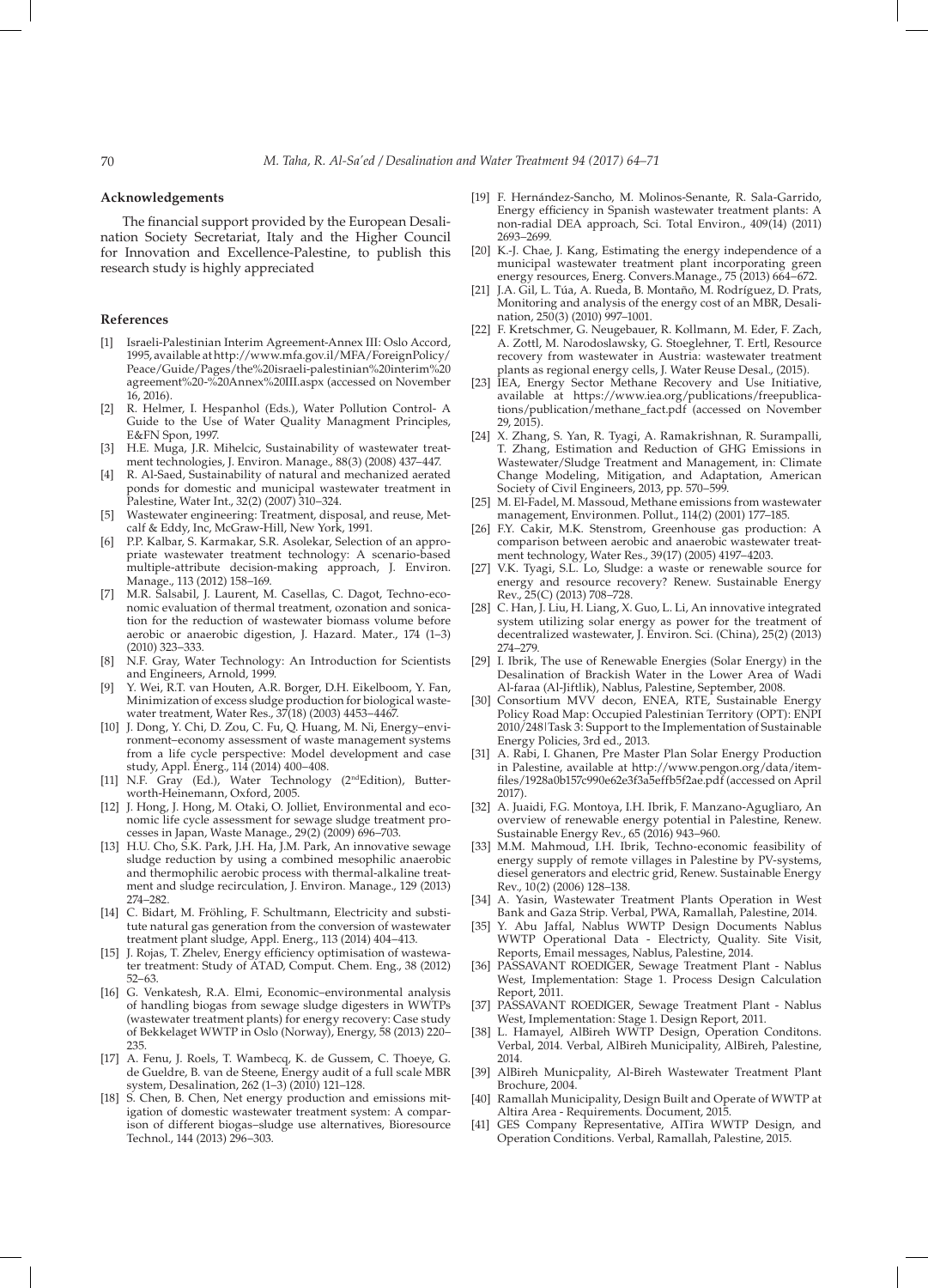## Acknowledgements

The financial support provided by the European Desalination Society Secretariat, Italy and the Higher Council for Innovation and Excellence-Palestine, to publish this research study is highly appreciated

## References

[1] Israeli-Palestinian Interim Agreement-Annex III: Oslo Accord, 1995, available at http://www.mfa.gov.il/MFA/ForeignPolicy/Peace/Guide/Pages/the%20israeli-palestinian%20interim%20agreement%20-%20Annex%20III.aspx (accessed on November 16, 2016).

[2] R. Helmer, I. Hespanhol (Eds.), Water Pollution Control- A Guide to the Use of Water Quality Managment Principles, E&FN Spon, 1997.

[3] H.E. Muga, J.R. Mihelcic, Sustainability of wastewater treatment technologies, J. Environ. Manage., 88(3) (2008) 437–447.

[4] R. Al-Saed, Sustainability of natural and mechanized aerated ponds for domestic and municipal wastewater treatment in Palestine, Water Int., 32(2) (2007) 310–324.

[5] Wastewater engineering: Treatment, disposal, and reuse, Metcalf & Eddy, Inc, McGraw-Hill, New York, 1991.

[6] P.P. Kalbar, S. Karmakar, S.R. Asolekar, Selection of an appropriate wastewater treatment technology: A scenario-based multiple-attribute decision-making approach, J. Environ. Manage., 113 (2012) 158–169.

[7] M.R. Salsabil, J. Laurent, M. Casellas, C. Dagot, Techno-economic evaluation of thermal treatment, ozonation and sonication for the reduction of wastewater biomass volume before aerobic or anaerobic digestion, J. Hazard. Mater., 174 (1–3) (2010) 323–333.

[8] N.F. Gray, Water Technology: An Introduction for Scientists and Engineers, Arnold, 1999.

[9] Y. Wei, R.T. van Houten, A.R. Borger, D.H. Eikelboom, Y. Fan, Minimization of excess sludge production for biological wastewater treatment, Water Res., 37(18) (2003) 4453–4467.

[10] J. Dong, Y. Chi, D. Zou, C. Fu, Q. Huang, M. Ni, Energy–environment–economy assessment of waste management systems from a life cycle perspective: Model development and case study, Appl. Energ., 114 (2014) 400–408.

[11] N.F. Gray (Ed.), Water Technology (2ndEdition), Butterworth-Heinemann, Oxford, 2005.

[12] J. Hong, J. Hong, M. Otaki, O. Jolliet, Environmental and economic life cycle assessment for sewage sludge treatment processes in Japan, Waste Manage., 29(2) (2009) 696–703.

[13] H.U. Cho, S.K. Park, J.H. Ha, J.M. Park, An innovative sewage sludge reduction by using a combined mesophilic anaerobic and thermophilic aerobic process with thermal-alkaline treatment and sludge recirculation, J. Environ. Manage., 129 (2013) 274–282.

[14] C. Bidart, M. Fröhling, F. Schultmann, Electricity and substitute natural gas generation from the conversion of wastewater treatment plant sludge, Appl. Energ., 113 (2014) 404–413.

[15] J. Rojas, T. Zhelev, Energy efficiency optimisation of wastewater treatment: Study of ATAD, Comput. Chem. Eng., 38 (2012) 52–63.

[16] G. Venkatesh, R.A. Elmi, Economic–environmental analysis of handling biogas from sewage sludge digesters in WWTPs (wastewater treatment plants) for energy recovery: Case study of Bekkelaget WWTP in Oslo (Norway), Energy, 58 (2013) 220–235.

[17] A. Fenu, J. Roels, T. Wambecq, K. de Gussem, C. Thoeye, G. de Gueldre, B. van de Steene, Energy audit of a full scale MBR system, Desalination, 262 (1–3) (2010) 121–128.

[18] S. Chen, B. Chen, Net energy production and emissions mitigation of domestic wastewater treatment system: A comparison of different biogas–sludge use alternatives, Bioresource Technol., 144 (2013) 296–303.

[19] F. Hernández-Sancho, M. Molinos-Senante, R. Sala-Garrido, Energy efficiency in Spanish wastewater treatment plants: A non-radial DEA approach, Sci. Total Environ., 409(14) (2011) 2693–2699.

[20] K.-J. Chae, J. Kang, Estimating the energy independence of a municipal wastewater treatment plant incorporating green energy resources, Energ. Convers.Manage., 75 (2013) 664–672.

[21] J.A. Gil, L. Túa, A. Rueda, B. Montaño, M. Rodríguez, D. Prats, Monitoring and analysis of the energy cost of an MBR, Desalination, 250(3) (2010) 997–1001.

[22] F. Kretschmer, G. Neugebauer, R. Kollmann, M. Eder, F. Zach, A. Zottl, M. Narodoslawsky, G. Stoeglehner, T. Ertl, Resource recovery from wastewater in Austria: wastewater treatment plants as regional energy cells, J. Water Reuse Desal., (2015).

[23] IEA, Energy Sector Methane Recovery and Use Initiative, available at https://www.iea.org/publications/freepublications/publication/methane_fact.pdf (accessed on November 29, 2015).

[24] X. Zhang, S. Yan, R. Tyagi, A. Ramakrishnan, R. Surampalli, T. Zhang, Estimation and Reduction of GHG Emissions in Wastewater/Sludge Treatment and Management, in: Climate Change Modeling, Mitigation, and Adaptation, American Society of Civil Engineers, 2013, pp. 570–599.

[25] M. El-Fadel, M. Massoud, Methane emissions from wastewater management, Environmen. Pollut., 114(2) (2001) 177–185.

[26] F.Y. Cakir, M.K. Stenstrom, Greenhouse gas production: A comparison between aerobic and anaerobic wastewater treatment technology, Water Res., 39(17) (2005) 4197–4203.

[27] V.K. Tyagi, S.L. Lo, Sludge: a waste or renewable source for energy and resource recovery? Renew. Sustainable Energy Rev., 25(C) (2013) 708–728.

[28] C. Han, J. Liu, H. Liang, X. Guo, L. Li, An innovative integrated system utilizing solar energy as power for the treatment of decentralized wastewater, J. Environ. Sci. (China), 25(2) (2013) 274–279.

[29] I. Ibrik, The use of Renewable Energies (Solar Energy) in the Desalination of Brackish Water in the Lower Area of Wadi Al-faraa (Al-Jiftlik), Nablus, Palestine, September, 2008.

[30] Consortium MVV decon, ENEA, RTE, Sustainable Energy Policy Road Map: Occupied Palestinian Territory (OPT): ENPI 2010/248|Task 3: Support to the Implementation of Sustainable Energy Policies, 3rd ed., 2013.

[31] A. Rabi, I. Ghanen, Pre Master Plan Solar Energy Production in Palestine, available at http://www.pengon.org/data/itemfiles/1928a0b157c990e62e3f3a5effb5f2ae.pdf (accessed on April 2017).

[32] A. Juaidi, F.G. Montoya, I.H. Ibrik, F. Manzano-Agugliaro, An overview of renewable energy potential in Palestine, Renew. Sustainable Energy Rev., 65 (2016) 943–960.

[33] M.M. Mahmoud, I.H. Ibrik, Techno-economic feasibility of energy supply of remote villages in Palestine by PV-systems, diesel generators and electric grid, Renew. Sustainable Energy Rev., 10(2) (2006) 128–138.

[34] A. Yasin, Wastewater Treatment Plants Operation in West Bank and Gaza Strip. Verbal, PWA, Ramallah, Palestine, 2014.

[35] Y. Abu Jaffal, Nablus WWTP Design Documents Nablus WWTP Operational Data - Electricty, Quality. Site Visit, Reports, Email messages, Nablus, Palestine, 2014.

[36] PASSAVANT ROEDIGER, Sewage Treatment Plant - Nablus West, Implementation: Stage 1. Process Design Calculation Report, 2011.

[37] PASSAVANT ROEDIGER, Sewage Treatment Plant - Nablus West, Implementation: Stage 1. Design Report, 2011.

[38] L. Hamayel, AlBireh WWTP Design, Operation Conditons. Verbal, 2014. Verbal, AlBireh Municipality, AlBireh, Palestine, 2014.

[39] AlBireh Municpality, Al-Bireh Wastewater Treatment Plant Brochure, 2004.

[40] Ramallah Municipality, Design Built and Operate of WWTP at Altira Area - Requirements. Document, 2015.

[41] GES Company Representative, AlTira WWTP Design, and Operation Conditions. Verbal, Ramallah, Palestine, 2015.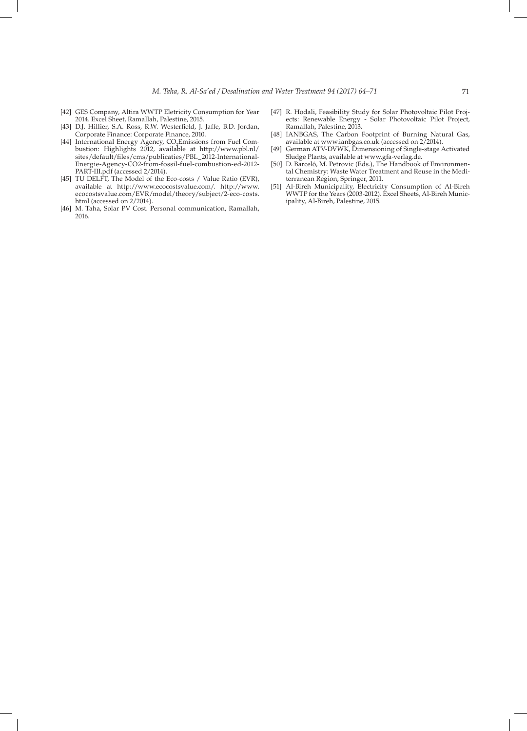[42] GES Company, Altira WWTP Eletricity Consumption for Year 2014. Excel Sheet, Ramallah, Palestine, 2015.

[43] D.J. Hillier, S.A. Ross, R.W. Westerfield, J. Jaffe, B.D. Jordan, Corporate Finance: Corporate Finance, 2010.

[44] International Energy Agency, $CO_2$ Emissions from Fuel Combustion: Highlights 2012, available at http://www.pbl.nl/sites/default/files/cms/publicaties/PBL_2012-International-Energie-Agency-CO2-from-fossil-fuel-combustion-ed-2012-PART-III.pdf (accessed 2/2014).

[45] TU DELFT, The Model of the Eco-costs / Value Ratio (EVR), available at http://www.ecocostsvalue.com/. http://www.ecocostsvalue.com/EVR/model/theory/subject/2-eco-costs.html (accessed on 2/2014).

[46] M. Taha, Solar PV Cost. Personal communication, Ramallah, 2016.

[47] R. Hodali, Feasibility Study for Solar Photovoltaic Pilot Projects: Renewable Energy - Solar Photovoltaic Pilot Project, Ramallah, Palestine, 2013.

[48] IANBGAS, The Carbon Footprint of Burning Natural Gas, available at www.ianbgas.co.uk (accessed on 2/2014).

[49] German ATV-DVWK, Dimensioning of Single-stage Activated Sludge Plants, available at www.gfa-verlag.de.

[50] D. Barceló, M. Petrovic (Eds.), The Handbook of Environmental Chemistry: Waste Water Treatment and Reuse in the Mediterranean Region, Springer, 2011.

[51] Al-Bireh Municipality, Electricity Consumption of Al-Bireh WWTP for the Years (2003-2012). Excel Sheets, Al-Bireh Municipality, Al-Bireh, Palestine, 2015.